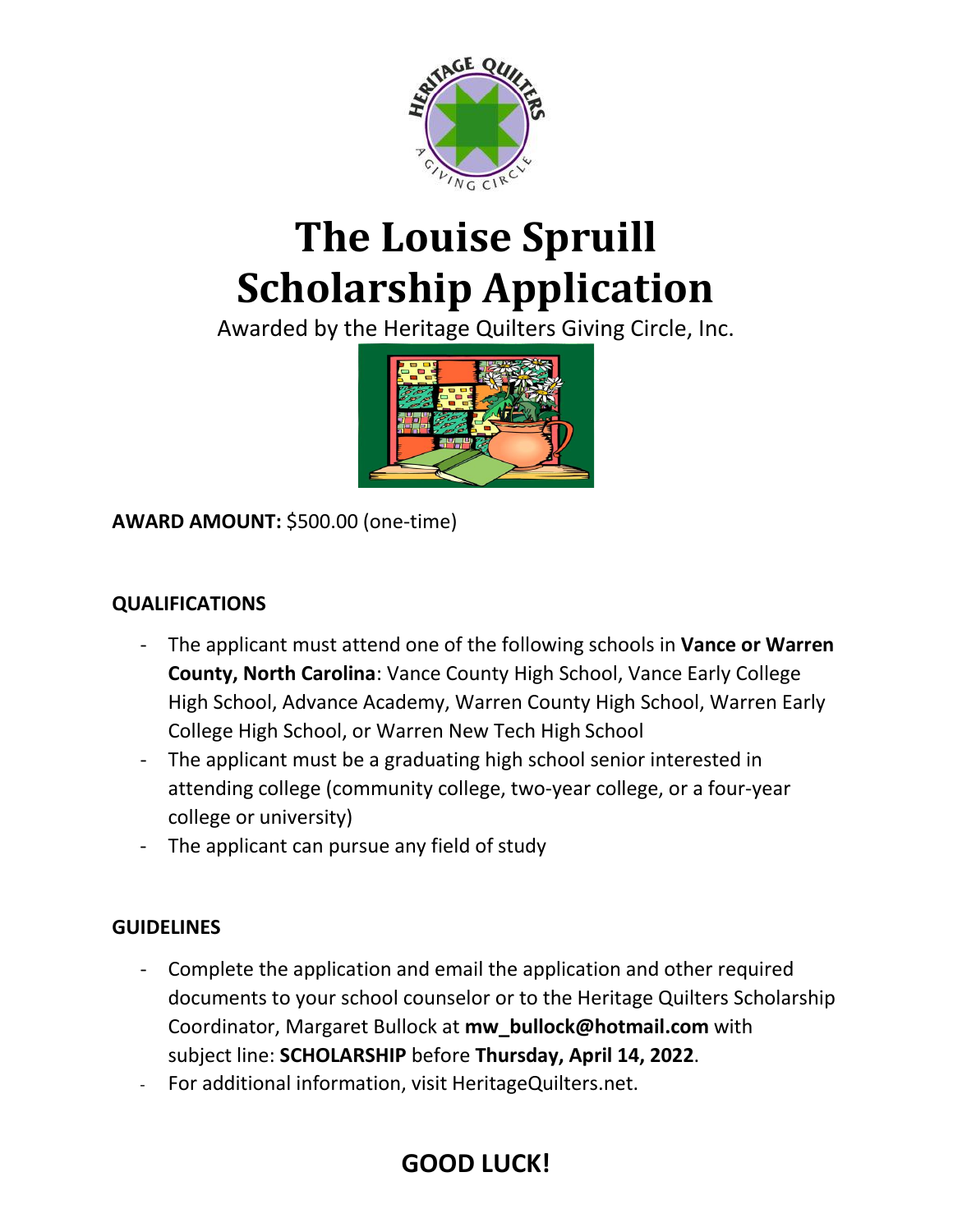# The Louise Spruill Scholarship Application

Awarded by the Heritage Quilters Giving Circle, Inc.

**AWARD AMOUNT:** $500.00 (one-time)

## QUALIFICATIONS

- The applicant must attend one of the following schools in **Vance or Warren County, North Carolina**: Vance County High School, Vance Early College High School, Advance Academy, Warren County High School, Warren Early College High School, or Warren New Tech High School
- The applicant must be a graduating high school senior interested in attending college (community college, two-year college, or a four-year college or university)
- The applicant can pursue any field of study

## GUIDELINES

- Complete the application and email the application and other required documents to your school counselor or to the Heritage Quilters Scholarship Coordinator, Margaret Bullock at **mw_bullock@hotmail.com** with subject line: **SCHOLARSHIP** before **Thursday, April 14, 2022**.
- For additional information, visit HeritageQuilters.net.

## GOOD LUCK!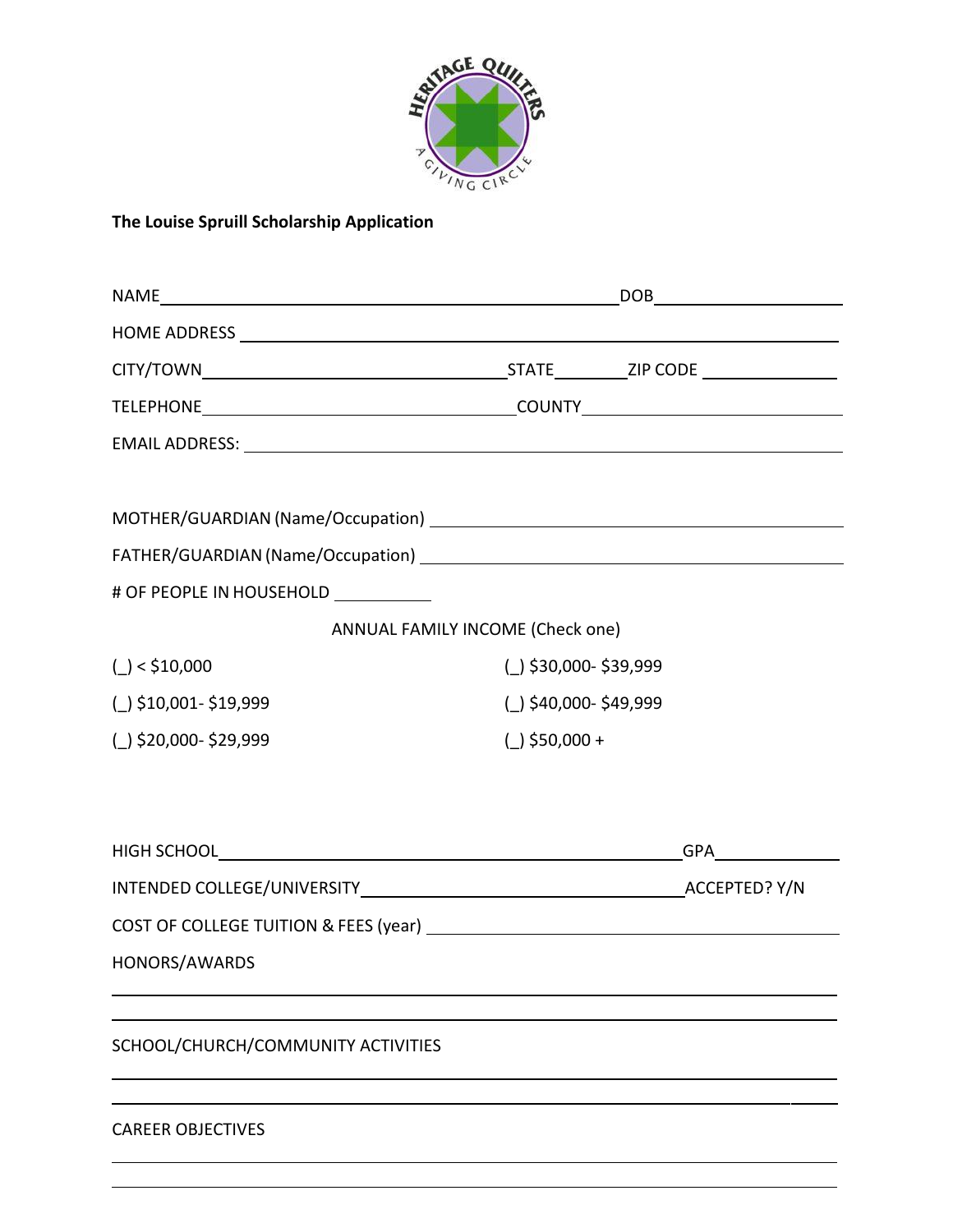**The Louise Spruill Scholarship Application**

NAME\_\_\_\_\_\_\_\_\_\_\_\_\_\_\_\_\_\_\_\_\_\_\_\_\_\_\_\_\_\_\_\_\_\_\_\_\_\_\_\_ DOB\_\_\_\_\_\_\_\_\_\_\_\_\_\_\_\_

HOME ADDRESS \_\_\_\_\_\_\_\_\_\_\_\_\_\_\_\_\_\_\_\_\_\_\_\_\_\_\_\_\_\_\_\_\_\_\_\_\_\_\_\_\_\_\_\_\_\_\_\_\_\_

CITY/TOWN\_\_\_\_\_\_\_\_\_\_\_\_\_\_\_\_\_\_\_\_\_\_\_\_\_\_\_\_ STATE\_\_\_\_\_\_\_ ZIP CODE \_\_\_\_\_\_\_\_\_\_\_\_

TELEPHONE\_\_\_\_\_\_\_\_\_\_\_\_\_\_\_\_\_\_\_\_\_\_\_\_\_\_\_\_\_\_ COUNTY\_\_\_\_\_\_\_\_\_\_\_\_\_\_\_\_\_\_\_\_\_\_\_\_\_\_

EMAIL ADDRESS: \_\_\_\_\_\_\_\_\_\_\_\_\_\_\_\_\_\_\_\_\_\_\_\_\_\_\_\_\_\_\_\_\_\_\_\_\_\_\_\_\_\_\_\_\_\_\_\_\_\_\_

MOTHER/GUARDIAN (Name/Occupation) \_\_\_\_\_\_\_\_\_\_\_\_\_\_\_\_\_\_\_\_\_\_\_\_\_\_\_\_\_\_\_\_\_\_\_\_\_\_

FATHER/GUARDIAN (Name/Occupation) \_\_\_\_\_\_\_\_\_\_\_\_\_\_\_\_\_\_\_\_\_\_\_\_\_\_\_\_\_\_\_\_\_\_\_\_\_\_\_

# OF PEOPLE IN HOUSEHOLD \_\_\_\_\_\_\_\_\_\_

ANNUAL FAMILY INCOME (Check one)

(_) < $10,000 (_) $30,000- $39,999

(_) $10,001- $19,999 (_) $40,000- $49,999

(_) $20,000- $29,999 (_) $50,000 +

HIGH SCHOOL\_\_\_\_\_\_\_\_\_\_\_\_\_\_\_\_\_\_\_\_\_\_\_\_\_\_\_\_\_\_\_\_\_\_\_\_\_\_\_\_\_\_\_\_ GPA\_\_\_\_\_\_\_\_\_\_\_\_

INTENDED COLLEGE/UNIVERSITY\_\_\_\_\_\_\_\_\_\_\_\_\_\_\_\_\_\_\_\_\_\_\_\_\_\_\_\_\_\_\_\_ ACCEPTED? Y/N

COST OF COLLEGE TUITION & FEES (year) \_\_\_\_\_\_\_\_\_\_\_\_\_\_\_\_\_\_\_\_\_\_\_\_\_\_\_\_\_\_\_\_\_\_\_\_

HONORS/AWARDS

\_\_\_\_\_\_\_\_\_\_\_\_\_\_\_\_\_\_\_\_\_\_\_\_\_\_\_\_\_\_\_\_\_\_\_\_\_\_\_\_\_\_\_\_\_\_\_\_\_\_\_\_\_\_\_\_\_\_\_\_\_\_\_\_\_\_\_\_

\_\_\_\_\_\_\_\_\_\_\_\_\_\_\_\_\_\_\_\_\_\_\_\_\_\_\_\_\_\_\_\_\_\_\_\_\_\_\_\_\_\_\_\_\_\_\_\_\_\_\_\_\_\_\_\_\_\_\_\_\_\_\_\_\_\_\_\_

SCHOOL/CHURCH/COMMUNITY ACTIVITIES

\_\_\_\_\_\_\_\_\_\_\_\_\_\_\_\_\_\_\_\_\_\_\_\_\_\_\_\_\_\_\_\_\_\_\_\_\_\_\_\_\_\_\_\_\_\_\_\_\_\_\_\_\_\_\_\_\_\_\_\_\_\_\_\_\_\_\_\_

\_\_\_\_\_\_\_\_\_\_\_\_\_\_\_\_\_\_\_\_\_\_\_\_\_\_\_\_\_\_\_\_\_\_\_\_\_\_\_\_\_\_\_\_\_\_\_\_\_\_\_\_\_\_\_\_\_\_\_\_\_\_\_\_\_\_\_\_

CAREER OBJECTIVES

\_\_\_\_\_\_\_\_\_\_\_\_\_\_\_\_\_\_\_\_\_\_\_\_\_\_\_\_\_\_\_\_\_\_\_\_\_\_\_\_\_\_\_\_\_\_\_\_\_\_\_\_\_\_\_\_\_\_\_\_\_\_\_\_\_\_\_\_

\_\_\_\_\_\_\_\_\_\_\_\_\_\_\_\_\_\_\_\_\_\_\_\_\_\_\_\_\_\_\_\_\_\_\_\_\_\_\_\_\_\_\_\_\_\_\_\_\_\_\_\_\_\_\_\_\_\_\_\_\_\_\_\_\_\_\_\_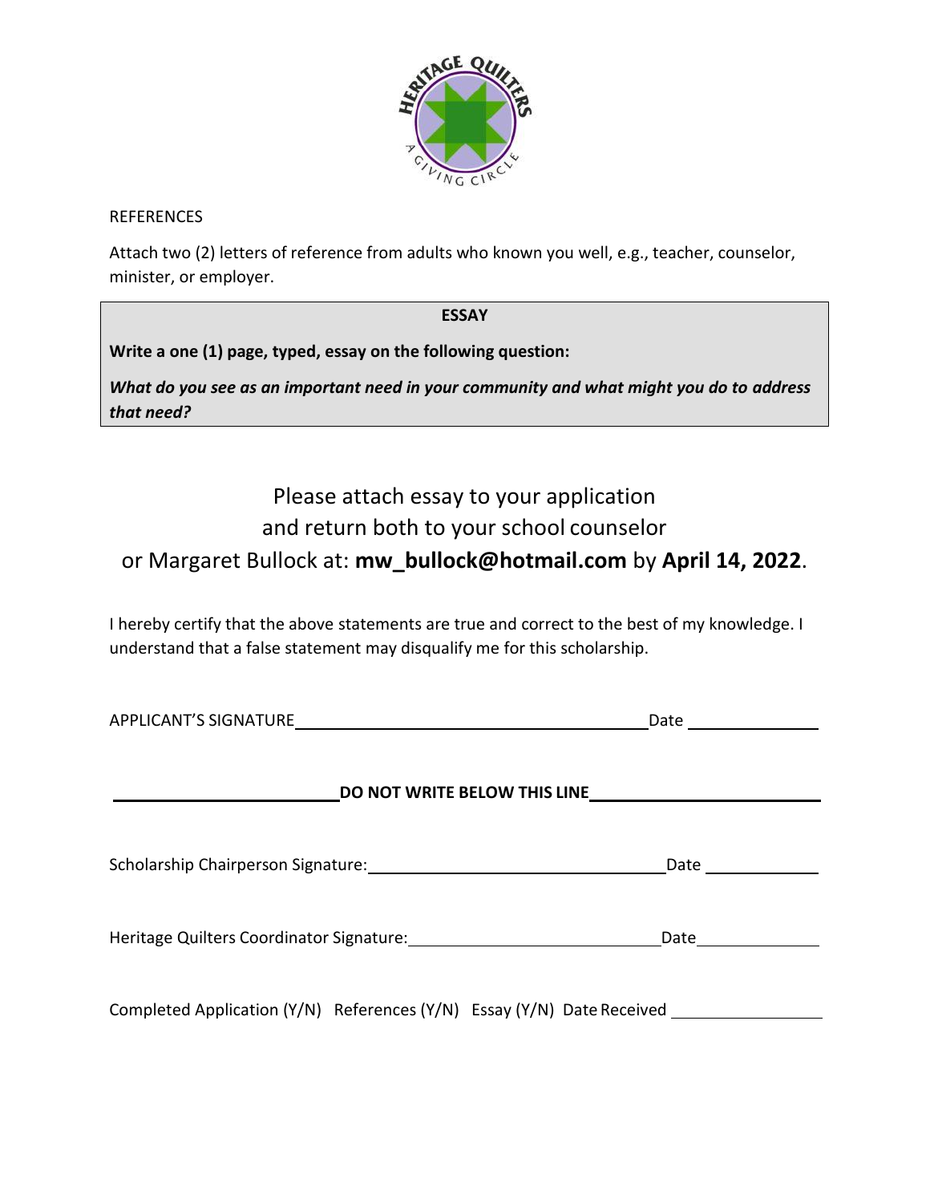REFERENCES

Attach two (2) letters of reference from adults who known you well, e.g., teacher, counselor, minister, or employer.

**ESSAY**

**Write a one (1) page, typed, essay on the following question:**

***What do you see as an important need in your community and what might you do to address that need?***

Please attach essay to your application
and return both to your school counselor
or Margaret Bullock at: **mw_bullock@hotmail.com** by **April 14, 2022**.

I hereby certify that the above statements are true and correct to the best of my knowledge. I understand that a false statement may disqualify me for this scholarship.

APPLICANT'S SIGNATURE ______________________________ Date ____________

**DO NOT WRITE BELOW THIS LINE**

Scholarship Chairperson Signature: ______________________________ Date ____________

Heritage Quilters Coordinator Signature: ______________________________ Date ____________

Completed Application (Y/N) References (Y/N) Essay (Y/N) Date Received ____________